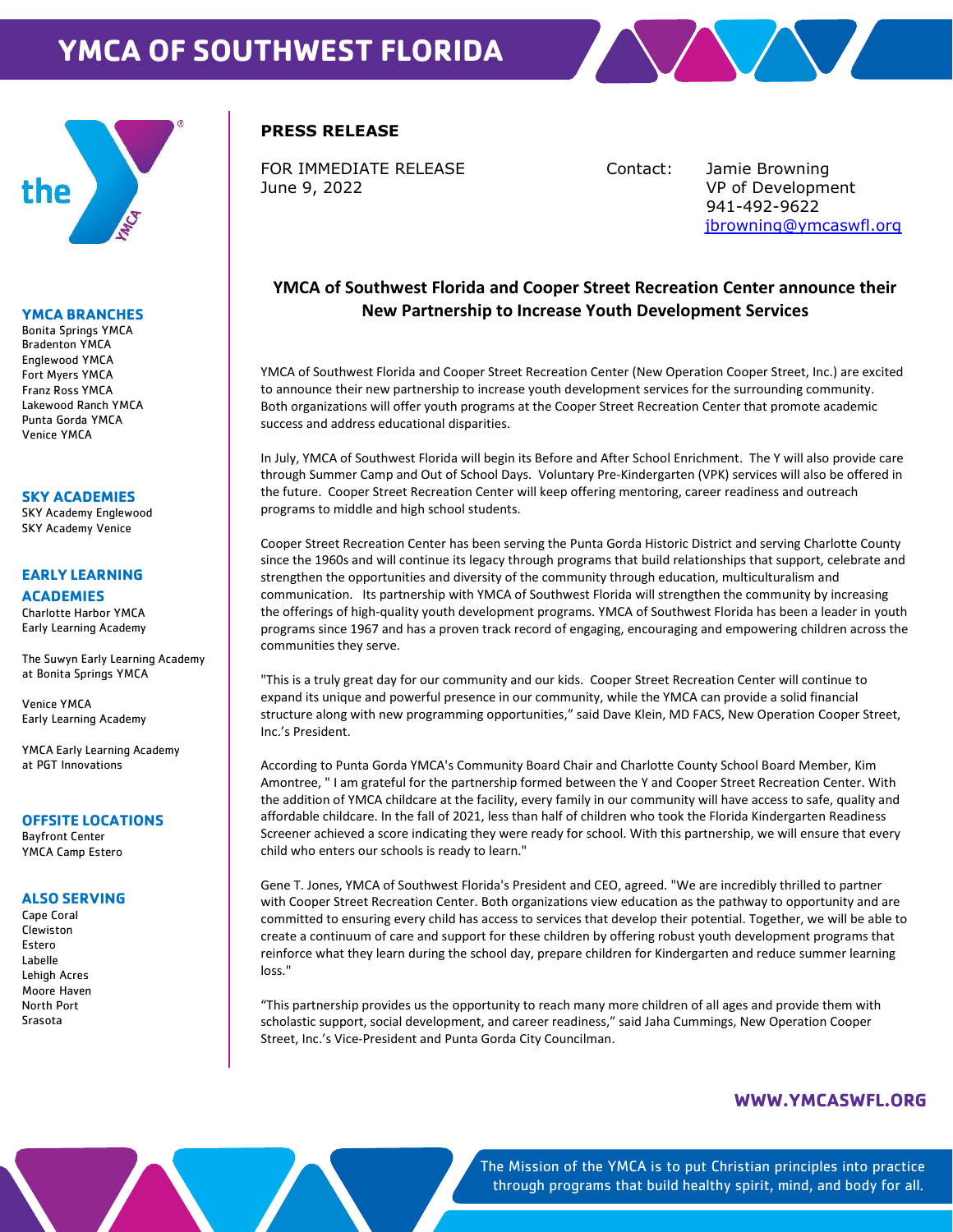# YMCA OF SOUTHWEST FLORIDA

**YMCA BRANCHES**
Bonita Springs YMCA
Bradenton YMCA
Englewood YMCA
Fort Myers YMCA
Franz Ross YMCA
Lakewood Ranch YMCA
Punta Gorda YMCA
Venice YMCA

**SKY ACADEMIES**
SKY Academy Englewood
SKY Academy Venice

**EARLY LEARNING ACADEMIES**
Charlotte Harbor YMCA Early Learning Academy

The Suwyn Early Learning Academy at Bonita Springs YMCA

Venice YMCA Early Learning Academy

YMCA Early Learning Academy at PGT Innovations

**OFFSITE LOCATIONS**
Bayfront Center
YMCA Camp Estero

**ALSO SERVING**
Cape Coral
Clewiston
Estero
Labelle
Lehigh Acres
Moore Haven
North Port
Srasota

**PRESS RELEASE**

FOR IMMEDIATE RELEASE
June 9, 2022

Contact: Jamie Browning
VP of Development
941-492-9622
jbrowning@ymcaswfl.org

## YMCA of Southwest Florida and Cooper Street Recreation Center announce their New Partnership to Increase Youth Development Services

YMCA of Southwest Florida and Cooper Street Recreation Center (New Operation Cooper Street, Inc.) are excited to announce their new partnership to increase youth development services for the surrounding community. Both organizations will offer youth programs at the Cooper Street Recreation Center that promote academic success and address educational disparities.

In July, YMCA of Southwest Florida will begin its Before and After School Enrichment. The Y will also provide care through Summer Camp and Out of School Days. Voluntary Pre-Kindergarten (VPK) services will also be offered in the future. Cooper Street Recreation Center will keep offering mentoring, career readiness and outreach programs to middle and high school students.

Cooper Street Recreation Center has been serving the Punta Gorda Historic District and serving Charlotte County since the 1960s and will continue its legacy through programs that build relationships that support, celebrate and strengthen the opportunities and diversity of the community through education, multiculturalism and communication. Its partnership with YMCA of Southwest Florida will strengthen the community by increasing the offerings of high-quality youth development programs. YMCA of Southwest Florida has been a leader in youth programs since 1967 and has a proven track record of engaging, encouraging and empowering children across the communities they serve.

"This is a truly great day for our community and our kids. Cooper Street Recreation Center will continue to expand its unique and powerful presence in our community, while the YMCA can provide a solid financial structure along with new programming opportunities," said Dave Klein, MD FACS, New Operation Cooper Street, Inc.'s President.

According to Punta Gorda YMCA's Community Board Chair and Charlotte County School Board Member, Kim Amontree, " I am grateful for the partnership formed between the Y and Cooper Street Recreation Center. With the addition of YMCA childcare at the facility, every family in our community will have access to safe, quality and affordable childcare. In the fall of 2021, less than half of children who took the Florida Kindergarten Readiness Screener achieved a score indicating they were ready for school. With this partnership, we will ensure that every child who enters our schools is ready to learn."

Gene T. Jones, YMCA of Southwest Florida's President and CEO, agreed. "We are incredibly thrilled to partner with Cooper Street Recreation Center. Both organizations view education as the pathway to opportunity and are committed to ensuring every child has access to services that develop their potential. Together, we will be able to create a continuum of care and support for these children by offering robust youth development programs that reinforce what they learn during the school day, prepare children for Kindergarten and reduce summer learning loss."

"This partnership provides us the opportunity to reach many more children of all ages and provide them with scholastic support, social development, and career readiness," said Jaha Cummings, New Operation Cooper Street, Inc.'s Vice-President and Punta Gorda City Councilman.

**WWW.YMCASWFL.ORG**

The Mission of the YMCA is to put Christian principles into practice through programs that build healthy spirit, mind, and body for all.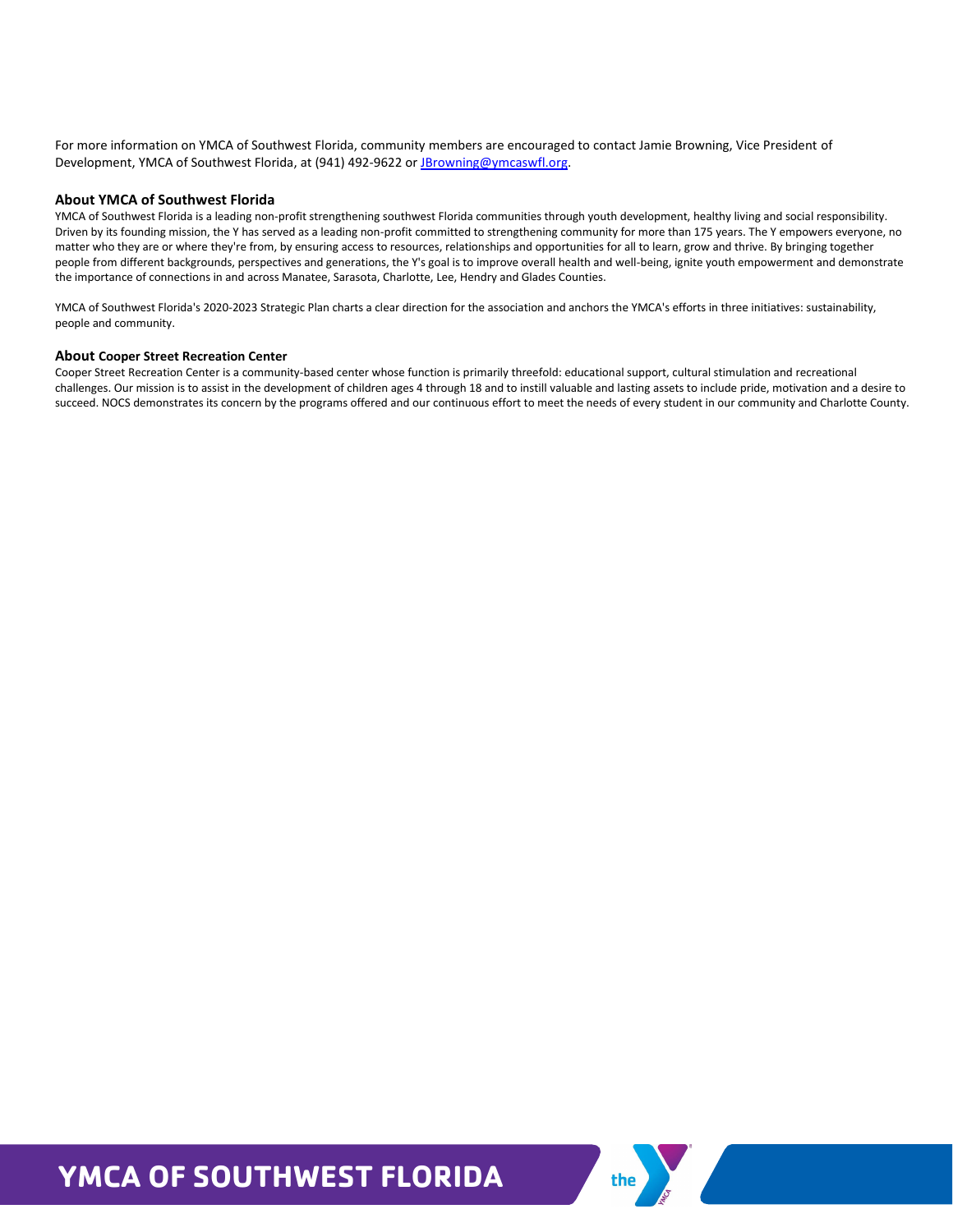For more information on YMCA of Southwest Florida, community members are encouraged to contact Jamie Browning, Vice President of Development, YMCA of Southwest Florida, at (941) 492-9622 or JBrowning@ymcaswfl.org.

### About YMCA of Southwest Florida

YMCA of Southwest Florida is a leading non-profit strengthening southwest Florida communities through youth development, healthy living and social responsibility. Driven by its founding mission, the Y has served as a leading non-profit committed to strengthening community for more than 175 years. The Y empowers everyone, no matter who they are or where they're from, by ensuring access to resources, relationships and opportunities for all to learn, grow and thrive. By bringing together people from different backgrounds, perspectives and generations, the Y's goal is to improve overall health and well-being, ignite youth empowerment and demonstrate the importance of connections in and across Manatee, Sarasota, Charlotte, Lee, Hendry and Glades Counties.

YMCA of Southwest Florida's 2020-2023 Strategic Plan charts a clear direction for the association and anchors the YMCA's efforts in three initiatives: sustainability, people and community.

### About Cooper Street Recreation Center

Cooper Street Recreation Center is a community-based center whose function is primarily threefold: educational support, cultural stimulation and recreational challenges. Our mission is to assist in the development of children ages 4 through 18 and to instill valuable and lasting assets to include pride, motivation and a desire to succeed. NOCS demonstrates its concern by the programs offered and our continuous effort to meet the needs of every student in our community and Charlotte County.